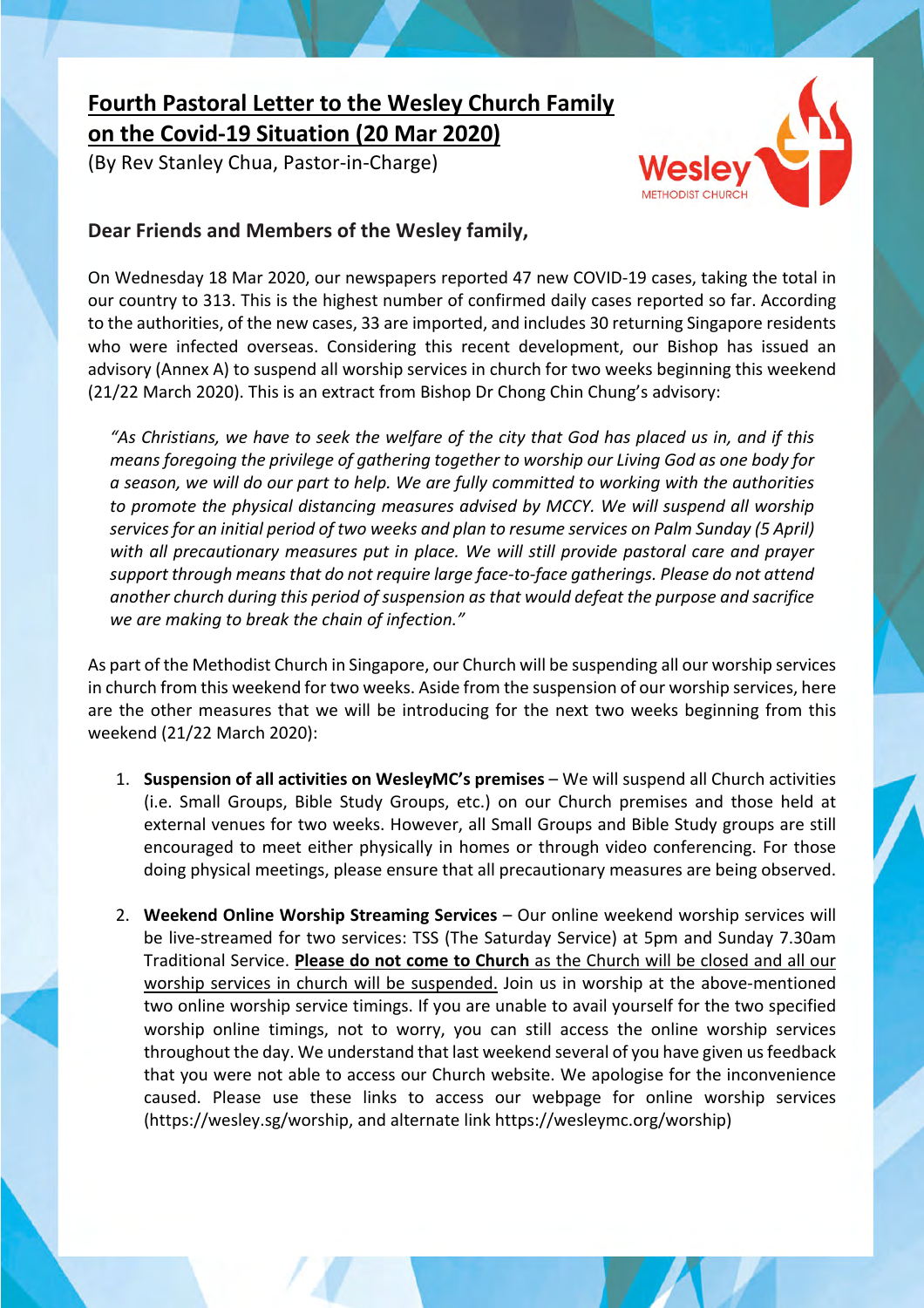# Fourth Pastoral Letter to the Wesley Church Family on the Covid-19 Situation (20 Mar 2020)

(By Rev Stanley Chua, Pastor-in-Charge)

Wesley
METHODIST CHURCH

**Dear Friends and Members of the Wesley family,**

On Wednesday 18 Mar 2020, our newspapers reported 47 new COVID-19 cases, taking the total in our country to 313. This is the highest number of confirmed daily cases reported so far. According to the authorities, of the new cases, 33 are imported, and includes 30 returning Singapore residents who were infected overseas. Considering this recent development, our Bishop has issued an advisory (Annex A) to suspend all worship services in church for two weeks beginning this weekend (21/22 March 2020). This is an extract from Bishop Dr Chong Chin Chung's advisory:

> *"As Christians, we have to seek the welfare of the city that God has placed us in, and if this means foregoing the privilege of gathering together to worship our Living God as one body for a season, we will do our part to help. We are fully committed to working with the authorities to promote the physical distancing measures advised by MCCY. We will suspend all worship services for an initial period of two weeks and plan to resume services on Palm Sunday (5 April) with all precautionary measures put in place. We will still provide pastoral care and prayer support through means that do not require large face-to-face gatherings. Please do not attend another church during this period of suspension as that would defeat the purpose and sacrifice we are making to break the chain of infection."*

As part of the Methodist Church in Singapore, our Church will be suspending all our worship services in church from this weekend for two weeks. Aside from the suspension of our worship services, here are the other measures that we will be introducing for the next two weeks beginning from this weekend (21/22 March 2020):

1. **Suspension of all activities on WesleyMC's premises** – We will suspend all Church activities (i.e. Small Groups, Bible Study Groups, etc.) on our Church premises and those held at external venues for two weeks. However, all Small Groups and Bible Study groups are still encouraged to meet either physically in homes or through video conferencing. For those doing physical meetings, please ensure that all precautionary measures are being observed.

2. **Weekend Online Worship Streaming Services** – Our online weekend worship services will be live-streamed for two services: TSS (The Saturday Service) at 5pm and Sunday 7.30am Traditional Service. **Please do not come to Church** as the Church will be closed and all our worship services in church will be suspended. Join us in worship at the above-mentioned two online worship service timings. If you are unable to avail yourself for the two specified worship online timings, not to worry, you can still access the online worship services throughout the day. We understand that last weekend several of you have given us feedback that you were not able to access our Church website. We apologise for the inconvenience caused. Please use these links to access our webpage for online worship services (https://wesley.sg/worship, and alternate link https://wesleymc.org/worship)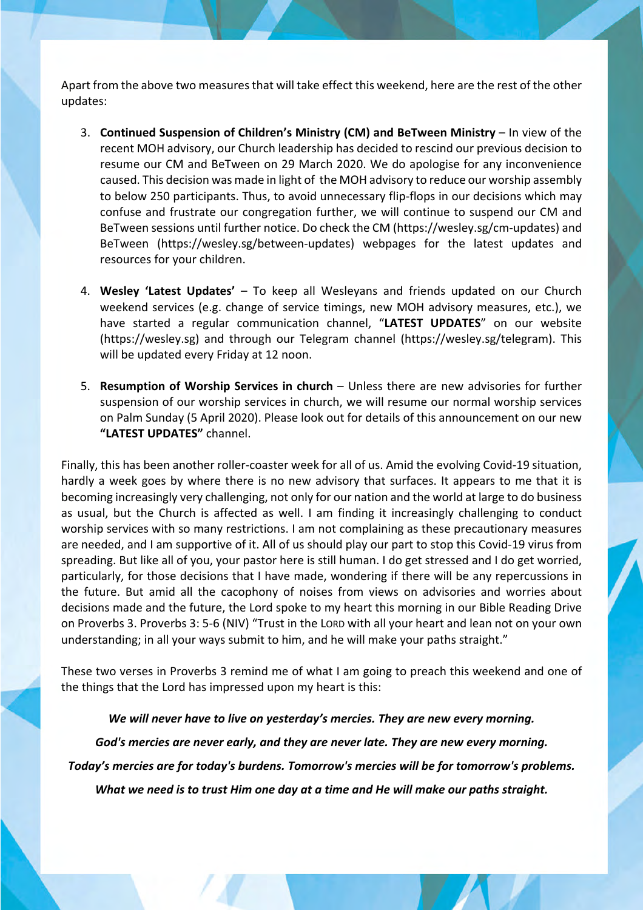Apart from the above two measures that will take effect this weekend, here are the rest of the other updates:

3. **Continued Suspension of Children's Ministry (CM) and BeTween Ministry** – In view of the recent MOH advisory, our Church leadership has decided to rescind our previous decision to resume our CM and BeTween on 29 March 2020. We do apologise for any inconvenience caused. This decision was made in light of the MOH advisory to reduce our worship assembly to below 250 participants. Thus, to avoid unnecessary flip-flops in our decisions which may confuse and frustrate our congregation further, we will continue to suspend our CM and BeTween sessions until further notice. Do check the CM (https://wesley.sg/cm-updates) and BeTween (https://wesley.sg/between-updates) webpages for the latest updates and resources for your children.

4. **Wesley 'Latest Updates'** – To keep all Wesleyans and friends updated on our Church weekend services (e.g. change of service timings, new MOH advisory measures, etc.), we have started a regular communication channel, "**LATEST UPDATES**" on our website (https://wesley.sg) and through our Telegram channel (https://wesley.sg/telegram). This will be updated every Friday at 12 noon.

5. **Resumption of Worship Services in church** – Unless there are new advisories for further suspension of our worship services in church, we will resume our normal worship services on Palm Sunday (5 April 2020). Please look out for details of this announcement on our new **"LATEST UPDATES"** channel.

Finally, this has been another roller-coaster week for all of us. Amid the evolving Covid-19 situation, hardly a week goes by where there is no new advisory that surfaces. It appears to me that it is becoming increasingly very challenging, not only for our nation and the world at large to do business as usual, but the Church is affected as well. I am finding it increasingly challenging to conduct worship services with so many restrictions. I am not complaining as these precautionary measures are needed, and I am supportive of it. All of us should play our part to stop this Covid-19 virus from spreading. But like all of you, your pastor here is still human. I do get stressed and I do get worried, particularly, for those decisions that I have made, wondering if there will be any repercussions in the future. But amid all the cacophony of noises from views on advisories and worries about decisions made and the future, the Lord spoke to my heart this morning in our Bible Reading Drive on Proverbs 3. Proverbs 3: 5-6 (NIV) "Trust in the Lord with all your heart and lean not on your own understanding; in all your ways submit to him, and he will make your paths straight."

These two verses in Proverbs 3 remind me of what I am going to preach this weekend and one of the things that the Lord has impressed upon my heart is this:

***We will never have to live on yesterday's mercies. They are new every morning.***

***God's mercies are never early, and they are never late. They are new every morning.***

***Today's mercies are for today's burdens. Tomorrow's mercies will be for tomorrow's problems.***

***What we need is to trust Him one day at a time and He will make our paths straight.***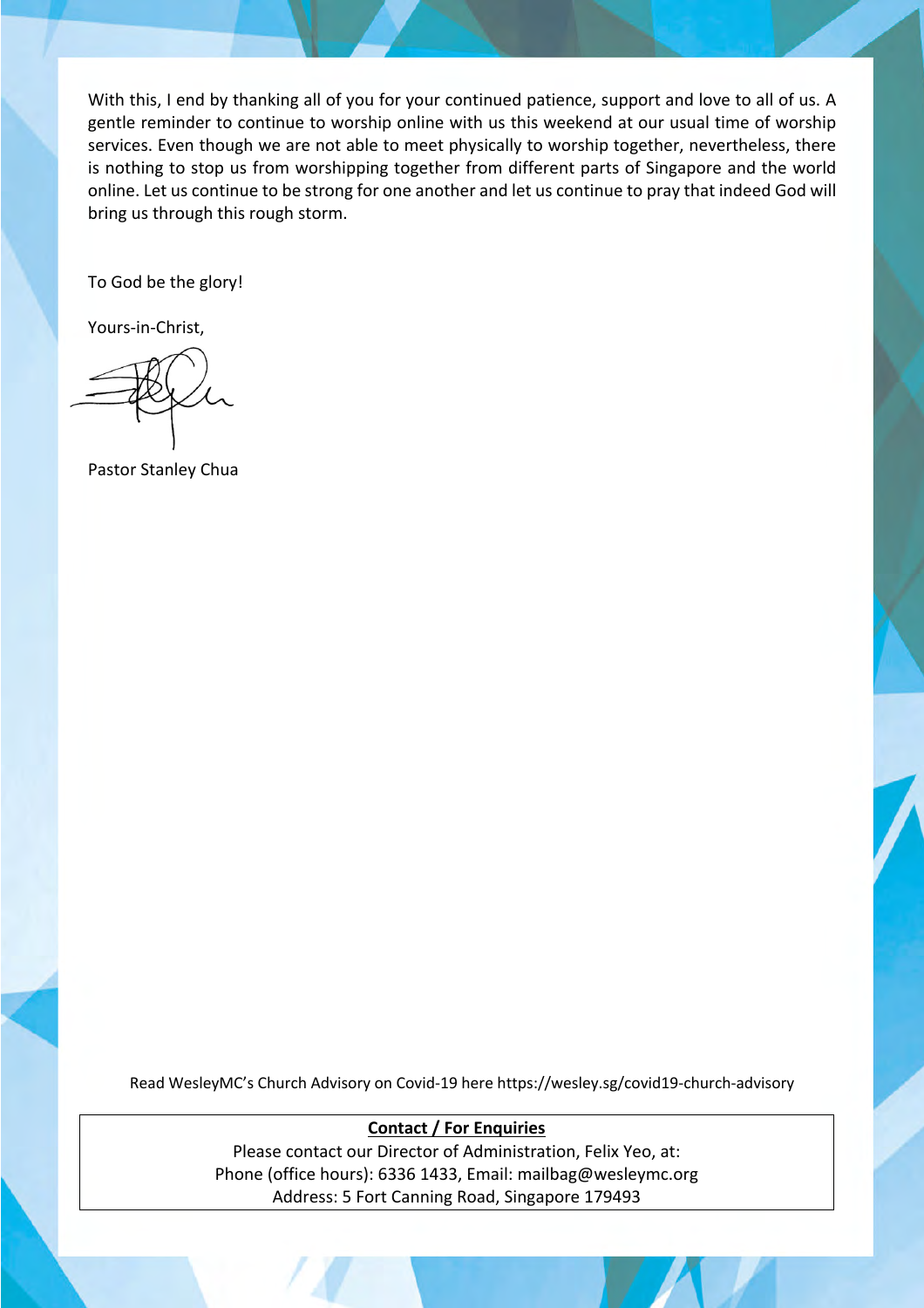With this, I end by thanking all of you for your continued patience, support and love to all of us. A gentle reminder to continue to worship online with us this weekend at our usual time of worship services. Even though we are not able to meet physically to worship together, nevertheless, there is nothing to stop us from worshipping together from different parts of Singapore and the world online. Let us continue to be strong for one another and let us continue to pray that indeed God will bring us through this rough storm.

To God be the glory!

Yours-in-Christ,

Pastor Stanley Chua

Read WesleyMC's Church Advisory on Covid-19 here https://wesley.sg/covid19-church-advisory

**Contact / For Enquiries**

Please contact our Director of Administration, Felix Yeo, at:
Phone (office hours): 6336 1433, Email: mailbag@wesleymc.org
Address: 5 Fort Canning Road, Singapore 179493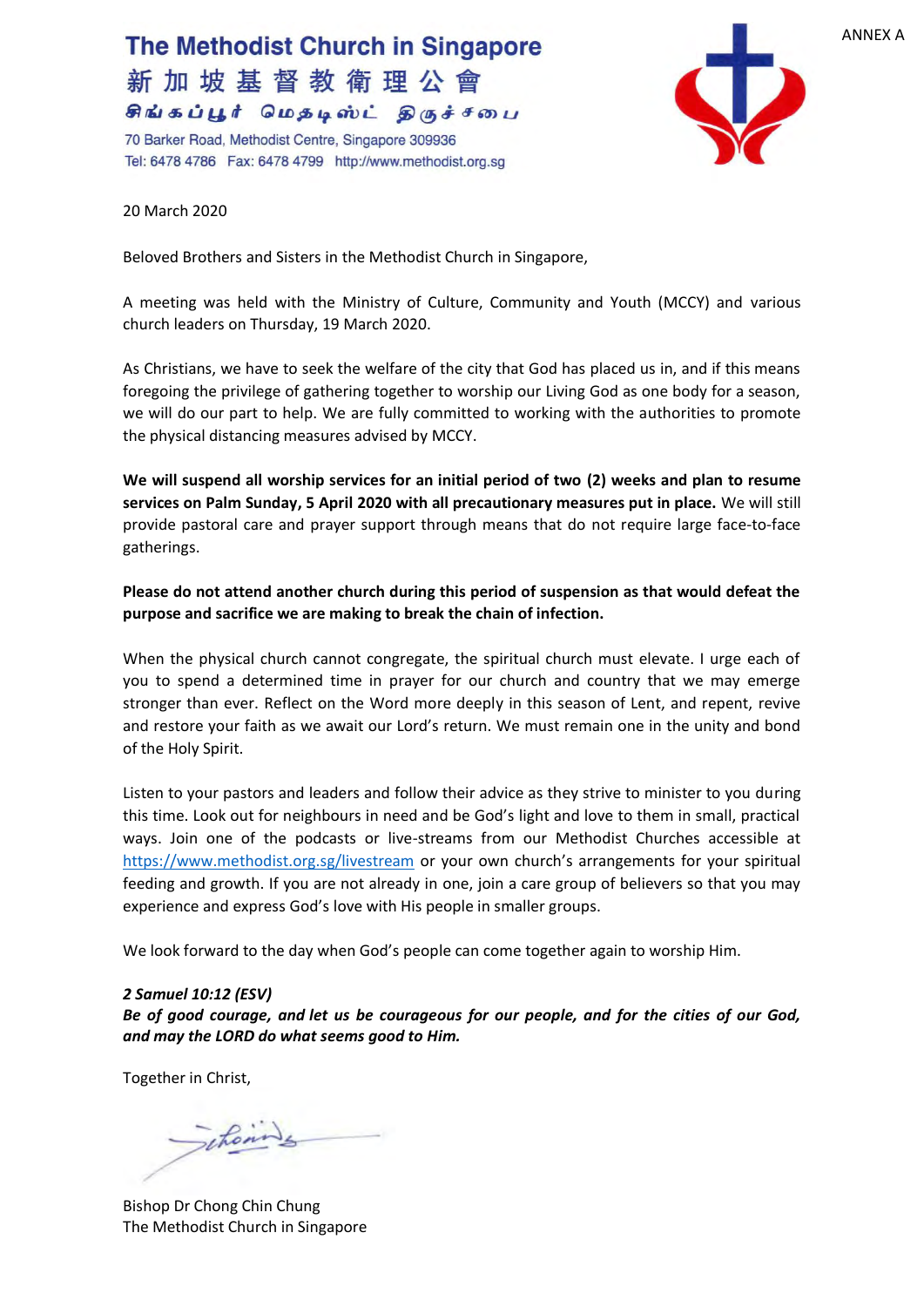ANNEX A

**The Methodist Church in Singapore**
**新加坡基督教衛理公會**
**சிங்கப்பூர் மெதடிஸ்ட் திருச்சபை**

70 Barker Road, Methodist Centre, Singapore 309936
Tel: 6478 4786 Fax: 6478 4799 http://www.methodist.org.sg

20 March 2020

Beloved Brothers and Sisters in the Methodist Church in Singapore,

A meeting was held with the Ministry of Culture, Community and Youth (MCCY) and various church leaders on Thursday, 19 March 2020.

As Christians, we have to seek the welfare of the city that God has placed us in, and if this means foregoing the privilege of gathering together to worship our Living God as one body for a season, we will do our part to help. We are fully committed to working with the authorities to promote the physical distancing measures advised by MCCY.

**We will suspend all worship services for an initial period of two (2) weeks and plan to resume services on Palm Sunday, 5 April 2020 with all precautionary measures put in place.** We will still provide pastoral care and prayer support through means that do not require large face-to-face gatherings.

**Please do not attend another church during this period of suspension as that would defeat the purpose and sacrifice we are making to break the chain of infection.**

When the physical church cannot congregate, the spiritual church must elevate. I urge each of you to spend a determined time in prayer for our church and country that we may emerge stronger than ever. Reflect on the Word more deeply in this season of Lent, and repent, revive and restore your faith as we await our Lord's return. We must remain one in the unity and bond of the Holy Spirit.

Listen to your pastors and leaders and follow their advice as they strive to minister to you during this time. Look out for neighbours in need and be God's light and love to them in small, practical ways. Join one of the podcasts or live-streams from our Methodist Churches accessible at https://www.methodist.org.sg/livestream or your own church's arrangements for your spiritual feeding and growth. If you are not already in one, join a care group of believers so that you may experience and express God's love with His people in smaller groups.

We look forward to the day when God's people can come together again to worship Him.

***2 Samuel 10:12 (ESV)***
***Be of good courage, and let us be courageous for our people, and for the cities of our God, and may the LORD do what seems good to Him.***

Together in Christ,

Bishop Dr Chong Chin Chung
The Methodist Church in Singapore